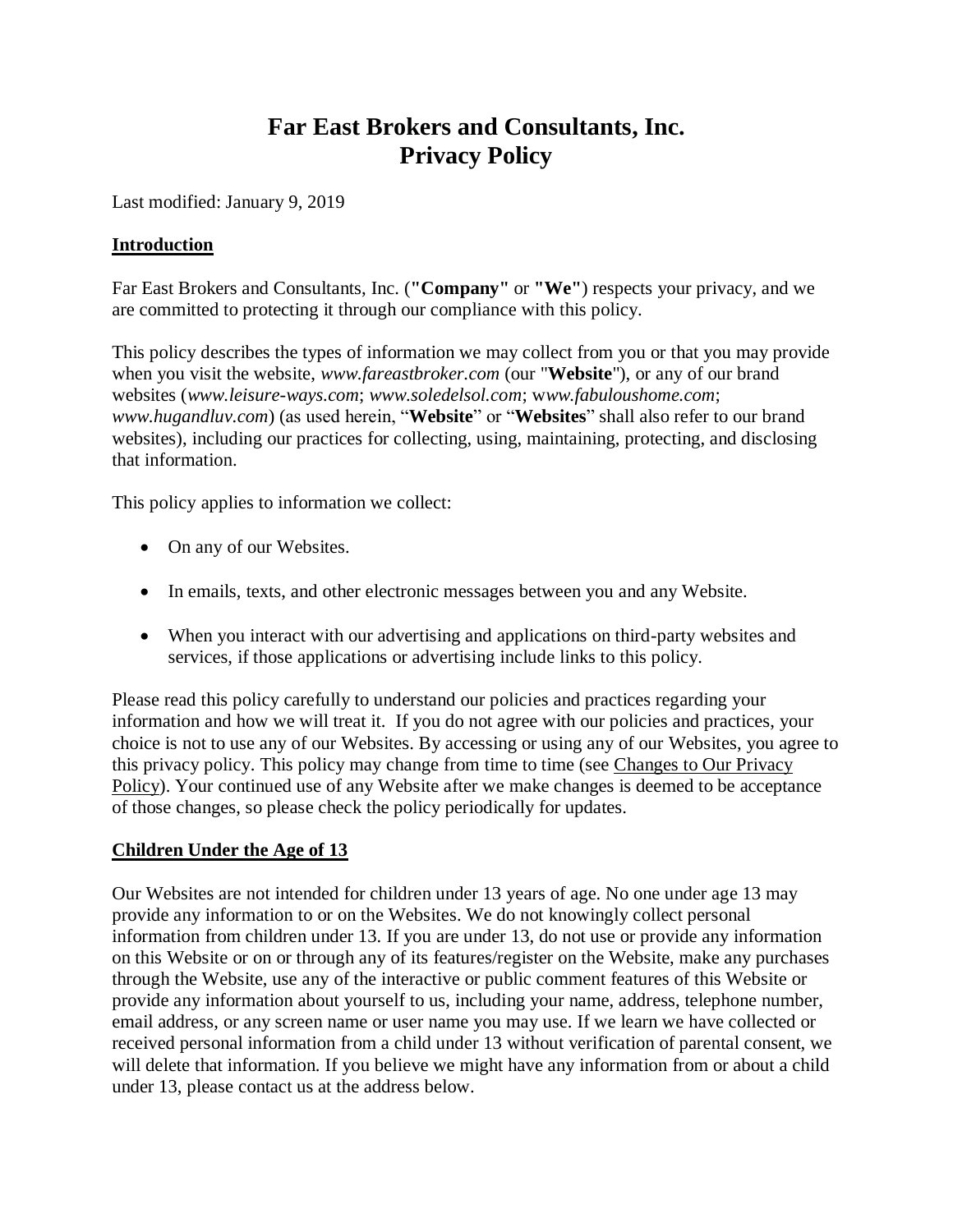# Far East Brokers and Consultants, Inc.
# Privacy Policy

Last modified: January 9, 2019

## Introduction

Far East Brokers and Consultants, Inc. (**"Company"** or **"We"**) respects your privacy, and we are committed to protecting it through our compliance with this policy.

This policy describes the types of information we may collect from you or that you may provide when you visit the website, *www.fareastbroker.com* (our "**Website**"), or any of our brand websites (*www.leisure-ways.com*; *www.soledelsol.com*; *www.fabuloushome.com*; *www.hugandluv.com*) (as used herein, "**Website**" or "**Websites**" shall also refer to our brand websites), including our practices for collecting, using, maintaining, protecting, and disclosing that information.

This policy applies to information we collect:

- On any of our Websites.
- In emails, texts, and other electronic messages between you and any Website.
- When you interact with our advertising and applications on third-party websites and services, if those applications or advertising include links to this policy.

Please read this policy carefully to understand our policies and practices regarding your information and how we will treat it. If you do not agree with our policies and practices, your choice is not to use any of our Websites. By accessing or using any of our Websites, you agree to this privacy policy. This policy may change from time to time (see Changes to Our Privacy Policy). Your continued use of any Website after we make changes is deemed to be acceptance of those changes, so please check the policy periodically for updates.

## Children Under the Age of 13

Our Websites are not intended for children under 13 years of age. No one under age 13 may provide any information to or on the Websites. We do not knowingly collect personal information from children under 13. If you are under 13, do not use or provide any information on this Website or on or through any of its features/register on the Website, make any purchases through the Website, use any of the interactive or public comment features of this Website or provide any information about yourself to us, including your name, address, telephone number, email address, or any screen name or user name you may use. If we learn we have collected or received personal information from a child under 13 without verification of parental consent, we will delete that information. If you believe we might have any information from or about a child under 13, please contact us at the address below.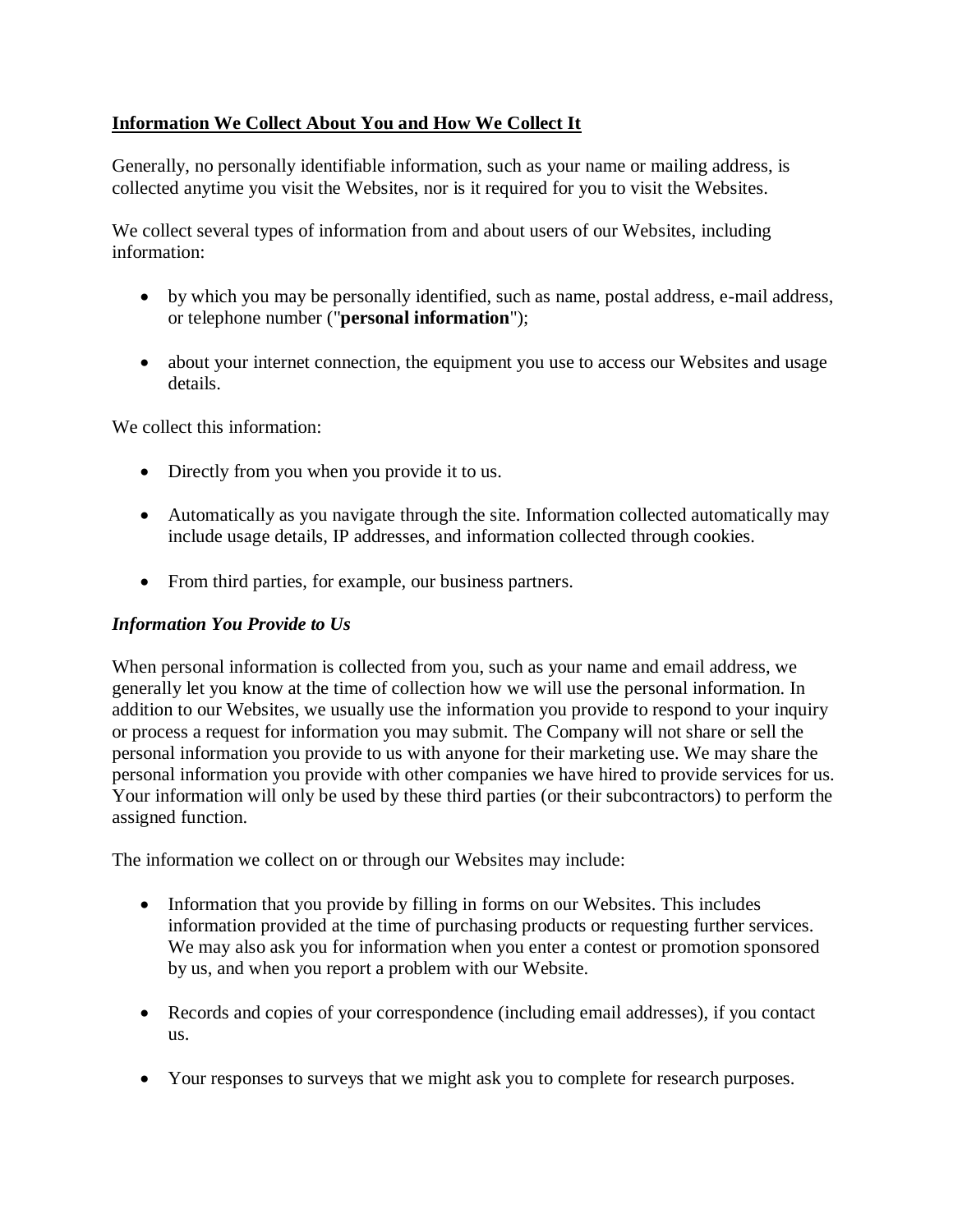## Information We Collect About You and How We Collect It

Generally, no personally identifiable information, such as your name or mailing address, is collected anytime you visit the Websites, nor is it required for you to visit the Websites.

We collect several types of information from and about users of our Websites, including information:

- by which you may be personally identified, such as name, postal address, e-mail address, or telephone number ("**personal information**");
- about your internet connection, the equipment you use to access our Websites and usage details.

We collect this information:

- Directly from you when you provide it to us.
- Automatically as you navigate through the site. Information collected automatically may include usage details, IP addresses, and information collected through cookies.
- From third parties, for example, our business partners.

### *Information You Provide to Us*

When personal information is collected from you, such as your name and email address, we generally let you know at the time of collection how we will use the personal information. In addition to our Websites, we usually use the information you provide to respond to your inquiry or process a request for information you may submit. The Company will not share or sell the personal information you provide to us with anyone for their marketing use. We may share the personal information you provide with other companies we have hired to provide services for us. Your information will only be used by these third parties (or their subcontractors) to perform the assigned function.

The information we collect on or through our Websites may include:

- Information that you provide by filling in forms on our Websites. This includes information provided at the time of purchasing products or requesting further services. We may also ask you for information when you enter a contest or promotion sponsored by us, and when you report a problem with our Website.
- Records and copies of your correspondence (including email addresses), if you contact us.
- Your responses to surveys that we might ask you to complete for research purposes.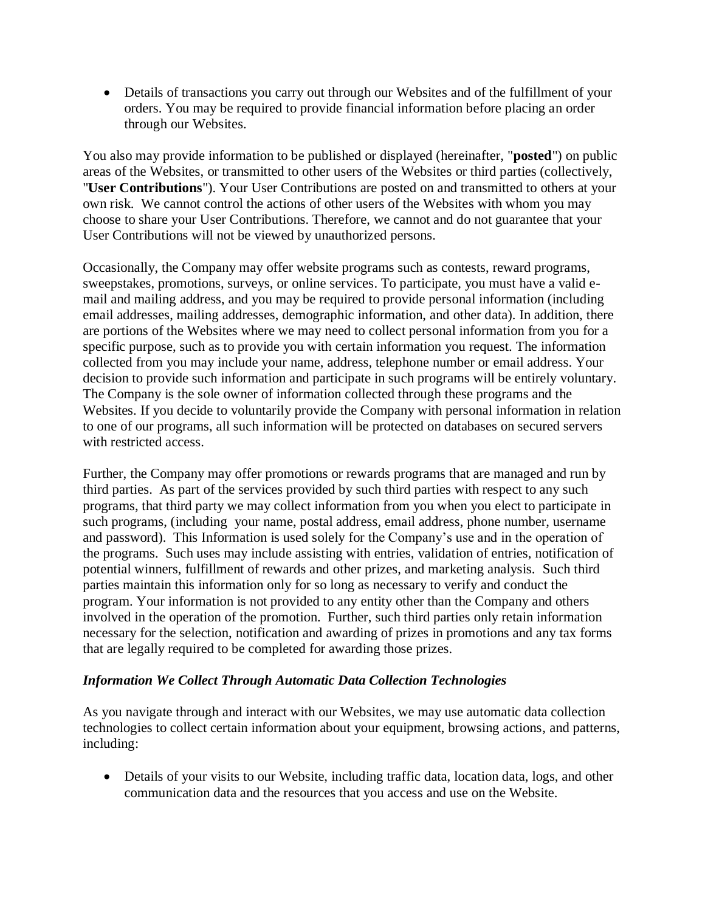- Details of transactions you carry out through our Websites and of the fulfillment of your orders. You may be required to provide financial information before placing an order through our Websites.

You also may provide information to be published or displayed (hereinafter, "**posted**") on public areas of the Websites, or transmitted to other users of the Websites or third parties (collectively, "**User Contributions**"). Your User Contributions are posted on and transmitted to others at your own risk. We cannot control the actions of other users of the Websites with whom you may choose to share your User Contributions. Therefore, we cannot and do not guarantee that your User Contributions will not be viewed by unauthorized persons.

Occasionally, the Company may offer website programs such as contests, reward programs, sweepstakes, promotions, surveys, or online services. To participate, you must have a valid e-mail and mailing address, and you may be required to provide personal information (including email addresses, mailing addresses, demographic information, and other data). In addition, there are portions of the Websites where we may need to collect personal information from you for a specific purpose, such as to provide you with certain information you request. The information collected from you may include your name, address, telephone number or email address. Your decision to provide such information and participate in such programs will be entirely voluntary. The Company is the sole owner of information collected through these programs and the Websites. If you decide to voluntarily provide the Company with personal information in relation to one of our programs, all such information will be protected on databases on secured servers with restricted access.

Further, the Company may offer promotions or rewards programs that are managed and run by third parties. As part of the services provided by such third parties with respect to any such programs, that third party we may collect information from you when you elect to participate in such programs, (including your name, postal address, email address, phone number, username and password). This Information is used solely for the Company's use and in the operation of the programs. Such uses may include assisting with entries, validation of entries, notification of potential winners, fulfillment of rewards and other prizes, and marketing analysis. Such third parties maintain this information only for so long as necessary to verify and conduct the program. Your information is not provided to any entity other than the Company and others involved in the operation of the promotion. Further, such third parties only retain information necessary for the selection, notification and awarding of prizes in promotions and any tax forms that are legally required to be completed for awarding those prizes.

### *Information We Collect Through Automatic Data Collection Technologies*

As you navigate through and interact with our Websites, we may use automatic data collection technologies to collect certain information about your equipment, browsing actions, and patterns, including:

- Details of your visits to our Website, including traffic data, location data, logs, and other communication data and the resources that you access and use on the Website.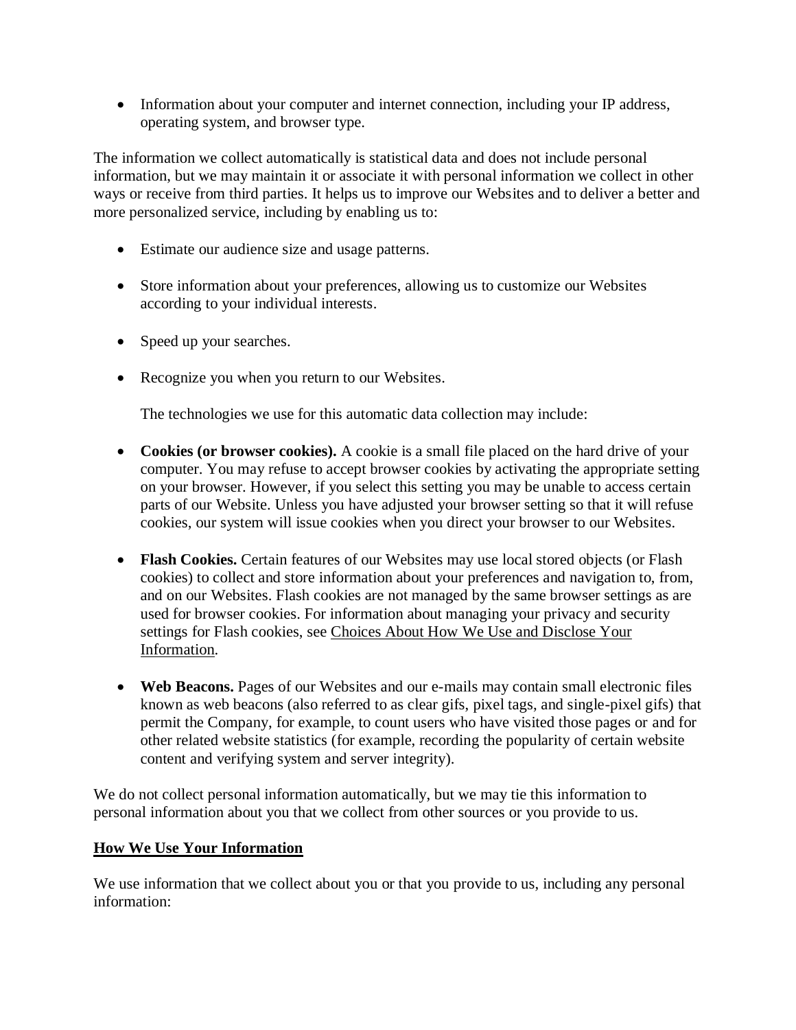- Information about your computer and internet connection, including your IP address, operating system, and browser type.

The information we collect automatically is statistical data and does not include personal information, but we may maintain it or associate it with personal information we collect in other ways or receive from third parties. It helps us to improve our Websites and to deliver a better and more personalized service, including by enabling us to:

- Estimate our audience size and usage patterns.
- Store information about your preferences, allowing us to customize our Websites according to your individual interests.
- Speed up your searches.
- Recognize you when you return to our Websites.

  The technologies we use for this automatic data collection may include:

- **Cookies (or browser cookies).** A cookie is a small file placed on the hard drive of your computer. You may refuse to accept browser cookies by activating the appropriate setting on your browser. However, if you select this setting you may be unable to access certain parts of our Website. Unless you have adjusted your browser setting so that it will refuse cookies, our system will issue cookies when you direct your browser to our Websites.
- **Flash Cookies.** Certain features of our Websites may use local stored objects (or Flash cookies) to collect and store information about your preferences and navigation to, from, and on our Websites. Flash cookies are not managed by the same browser settings as are used for browser cookies. For information about managing your privacy and security settings for Flash cookies, see <u>Choices About How We Use and Disclose Your Information</u>.
- **Web Beacons.** Pages of our Websites and our e-mails may contain small electronic files known as web beacons (also referred to as clear gifs, pixel tags, and single-pixel gifs) that permit the Company, for example, to count users who have visited those pages or and for other related website statistics (for example, recording the popularity of certain website content and verifying system and server integrity).

We do not collect personal information automatically, but we may tie this information to personal information about you that we collect from other sources or you provide to us.

## <u>How We Use Your Information</u>

We use information that we collect about you or that you provide to us, including any personal information: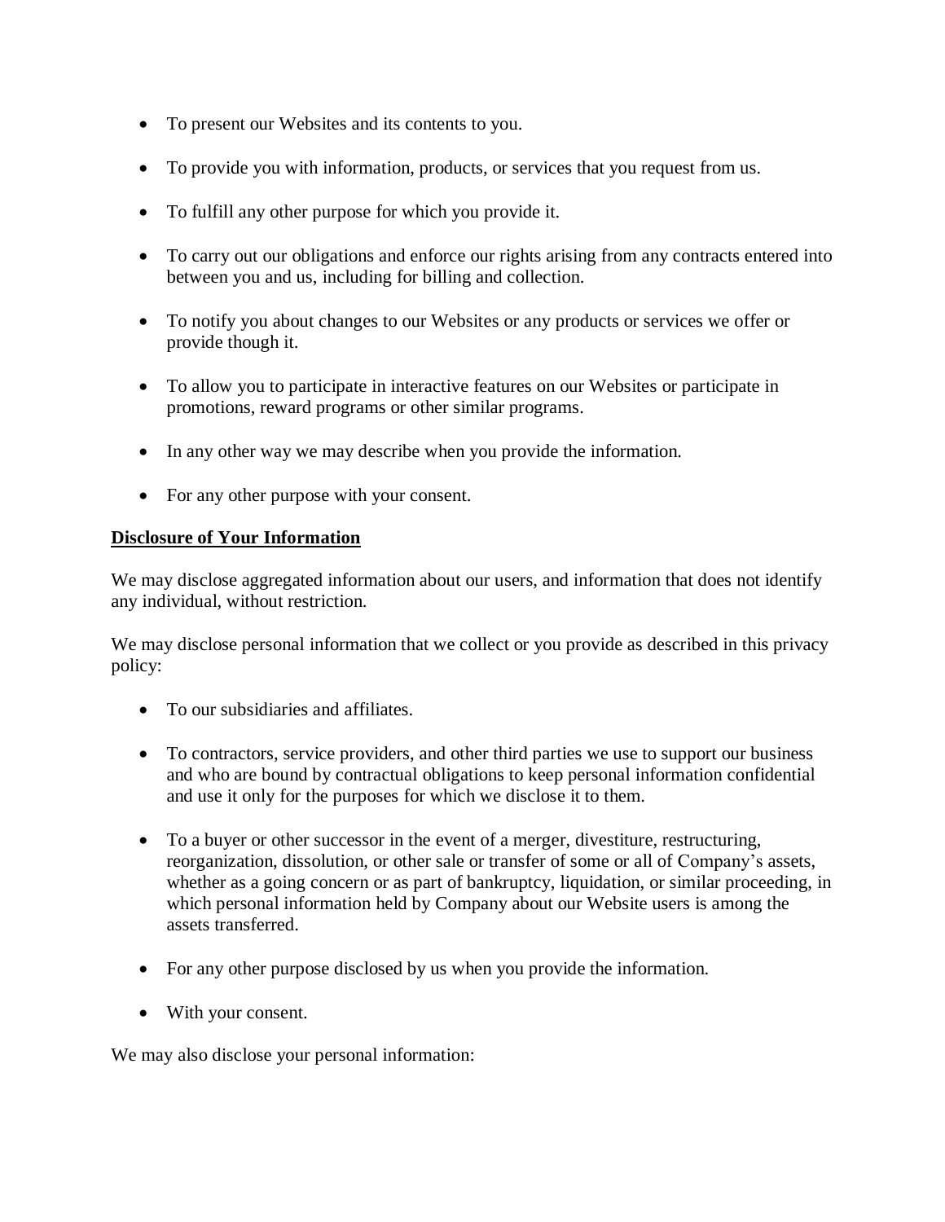- To present our Websites and its contents to you.
- To provide you with information, products, or services that you request from us.
- To fulfill any other purpose for which you provide it.
- To carry out our obligations and enforce our rights arising from any contracts entered into between you and us, including for billing and collection.
- To notify you about changes to our Websites or any products or services we offer or provide though it.
- To allow you to participate in interactive features on our Websites or participate in promotions, reward programs or other similar programs.
- In any other way we may describe when you provide the information.
- For any other purpose with your consent.

**Disclosure of Your Information**

We may disclose aggregated information about our users, and information that does not identify any individual, without restriction.

We may disclose personal information that we collect or you provide as described in this privacy policy:

- To our subsidiaries and affiliates.
- To contractors, service providers, and other third parties we use to support our business and who are bound by contractual obligations to keep personal information confidential and use it only for the purposes for which we disclose it to them.
- To a buyer or other successor in the event of a merger, divestiture, restructuring, reorganization, dissolution, or other sale or transfer of some or all of Company's assets, whether as a going concern or as part of bankruptcy, liquidation, or similar proceeding, in which personal information held by Company about our Website users is among the assets transferred.
- For any other purpose disclosed by us when you provide the information.
- With your consent.

We may also disclose your personal information: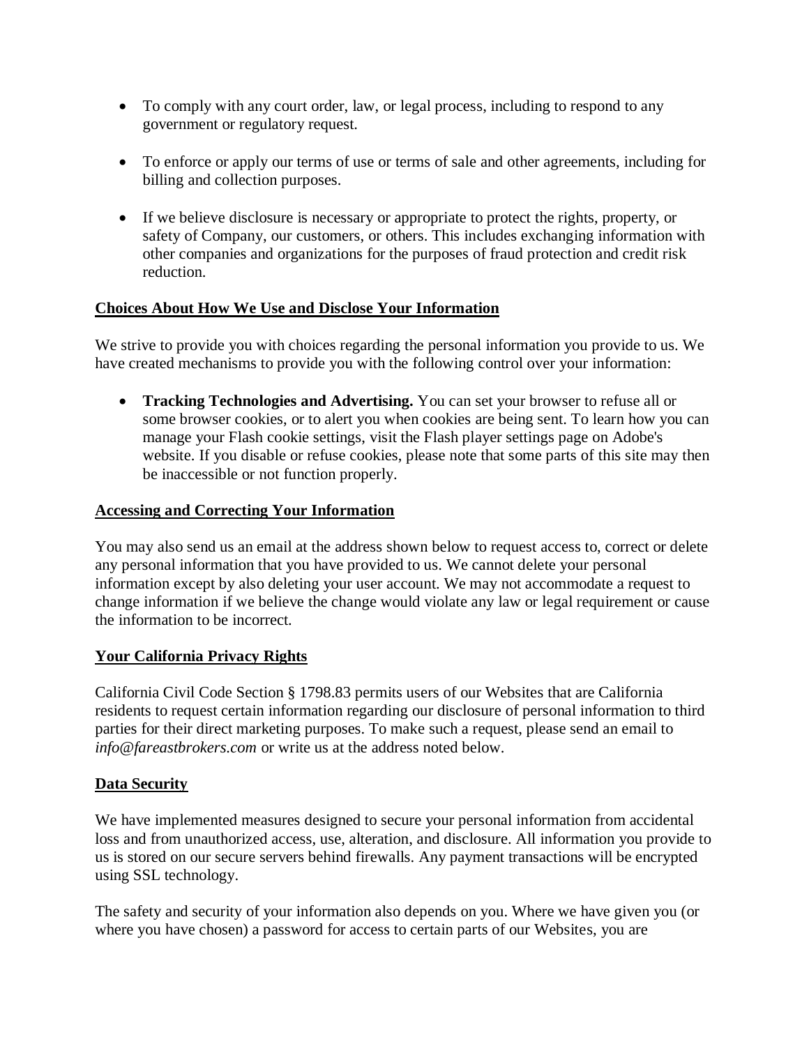- To comply with any court order, law, or legal process, including to respond to any government or regulatory request.

- To enforce or apply our terms of use or terms of sale and other agreements, including for billing and collection purposes.

- If we believe disclosure is necessary or appropriate to protect the rights, property, or safety of Company, our customers, or others. This includes exchanging information with other companies and organizations for the purposes of fraud protection and credit risk reduction.

## Choices About How We Use and Disclose Your Information

We strive to provide you with choices regarding the personal information you provide to us. We have created mechanisms to provide you with the following control over your information:

- **Tracking Technologies and Advertising.** You can set your browser to refuse all or some browser cookies, or to alert you when cookies are being sent. To learn how you can manage your Flash cookie settings, visit the Flash player settings page on Adobe's website. If you disable or refuse cookies, please note that some parts of this site may then be inaccessible or not function properly.

## Accessing and Correcting Your Information

You may also send us an email at the address shown below to request access to, correct or delete any personal information that you have provided to us. We cannot delete your personal information except by also deleting your user account. We may not accommodate a request to change information if we believe the change would violate any law or legal requirement or cause the information to be incorrect.

## Your California Privacy Rights

California Civil Code Section § 1798.83 permits users of our Websites that are California residents to request certain information regarding our disclosure of personal information to third parties for their direct marketing purposes. To make such a request, please send an email to *info@fareastbrokers.com* or write us at the address noted below.

## Data Security

We have implemented measures designed to secure your personal information from accidental loss and from unauthorized access, use, alteration, and disclosure. All information you provide to us is stored on our secure servers behind firewalls. Any payment transactions will be encrypted using SSL technology.

The safety and security of your information also depends on you. Where we have given you (or where you have chosen) a password for access to certain parts of our Websites, you are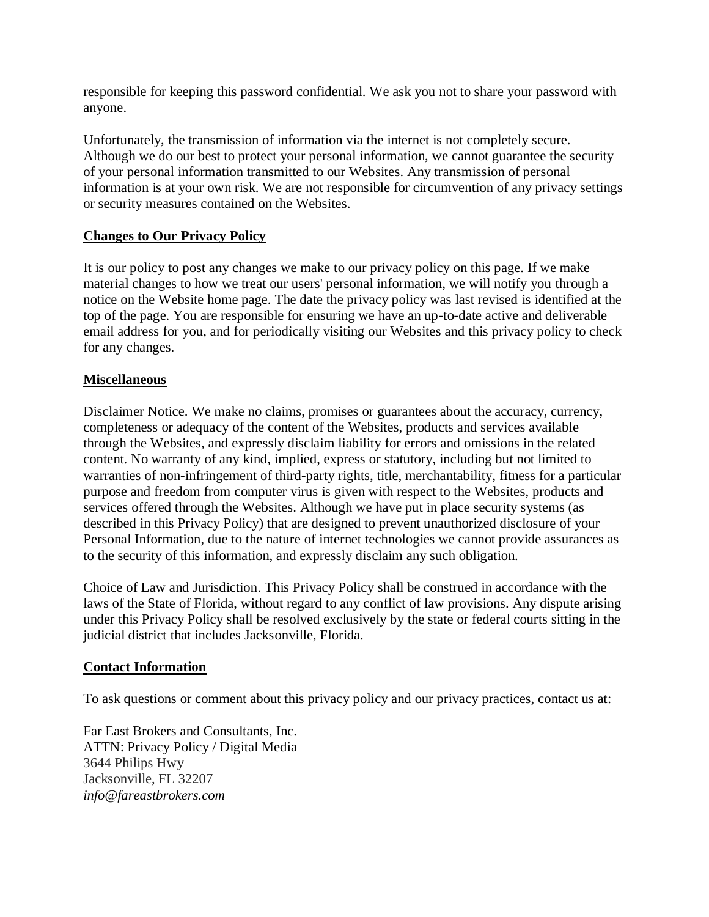responsible for keeping this password confidential. We ask you not to share your password with anyone.

Unfortunately, the transmission of information via the internet is not completely secure. Although we do our best to protect your personal information, we cannot guarantee the security of your personal information transmitted to our Websites. Any transmission of personal information is at your own risk. We are not responsible for circumvention of any privacy settings or security measures contained on the Websites.

**Changes to Our Privacy Policy**

It is our policy to post any changes we make to our privacy policy on this page. If we make material changes to how we treat our users' personal information, we will notify you through a notice on the Website home page. The date the privacy policy was last revised is identified at the top of the page. You are responsible for ensuring we have an up-to-date active and deliverable email address for you, and for periodically visiting our Websites and this privacy policy to check for any changes.

**Miscellaneous**

Disclaimer Notice. We make no claims, promises or guarantees about the accuracy, currency, completeness or adequacy of the content of the Websites, products and services available through the Websites, and expressly disclaim liability for errors and omissions in the related content. No warranty of any kind, implied, express or statutory, including but not limited to warranties of non-infringement of third-party rights, title, merchantability, fitness for a particular purpose and freedom from computer virus is given with respect to the Websites, products and services offered through the Websites. Although we have put in place security systems (as described in this Privacy Policy) that are designed to prevent unauthorized disclosure of your Personal Information, due to the nature of internet technologies we cannot provide assurances as to the security of this information, and expressly disclaim any such obligation.

Choice of Law and Jurisdiction. This Privacy Policy shall be construed in accordance with the laws of the State of Florida, without regard to any conflict of law provisions. Any dispute arising under this Privacy Policy shall be resolved exclusively by the state or federal courts sitting in the judicial district that includes Jacksonville, Florida.

**Contact Information**

To ask questions or comment about this privacy policy and our privacy practices, contact us at:

Far East Brokers and Consultants, Inc.
ATTN: Privacy Policy / Digital Media
3644 Philips Hwy
Jacksonville, FL 32207
*info@fareastbrokers.com*